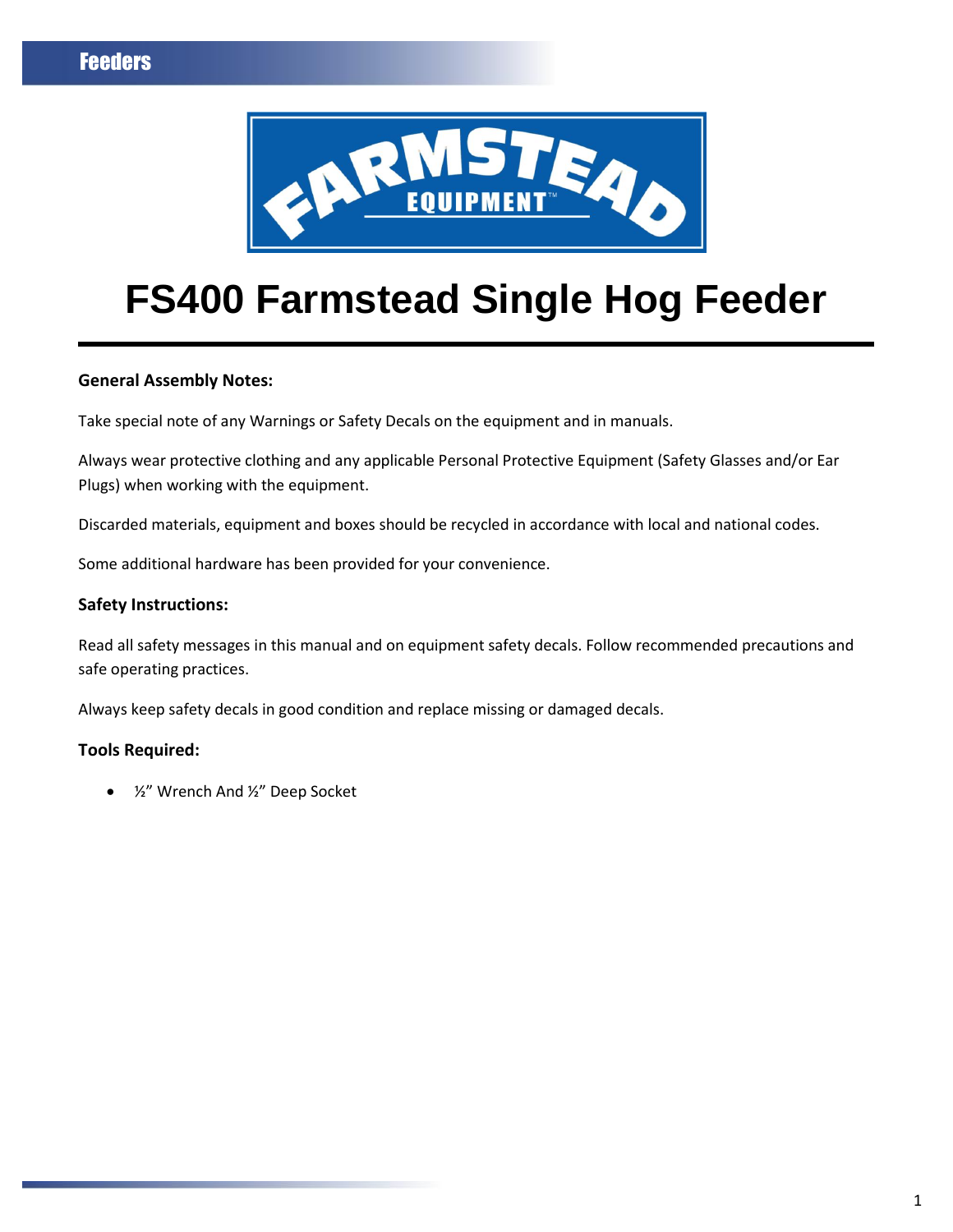# FS400 Farmstead Single Hog Feeder

**General Assembly Notes:**

Take special note of any Warnings or Safety Decals on the equipment and in manuals.

Always wear protective clothing and any applicable Personal Protective Equipment (Safety Glasses and/or Ear Plugs) when working with the equipment.

Discarded materials, equipment and boxes should be recycled in accordance with local and national codes.

Some additional hardware has been provided for your convenience.

**Safety Instructions:**

Read all safety messages in this manual and on equipment safety decals. Follow recommended precautions and safe operating practices.

Always keep safety decals in good condition and replace missing or damaged decals.

**Tools Required:**

- ½" Wrench And ½" Deep Socket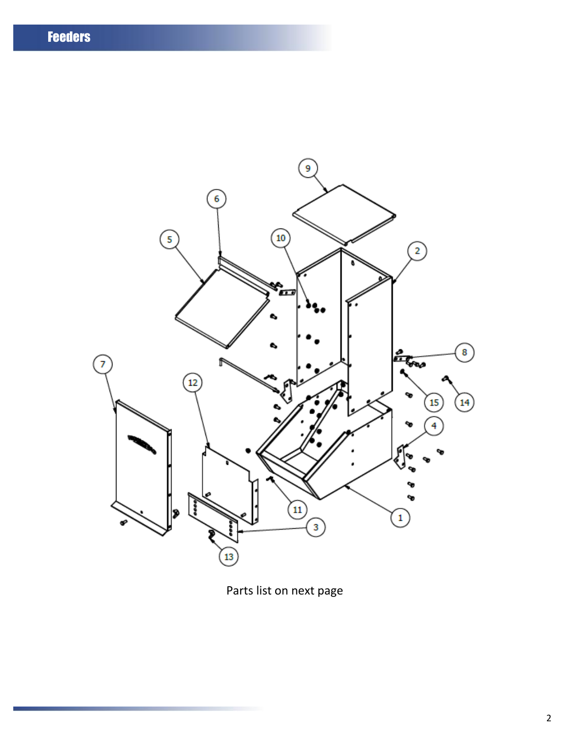Parts list on next page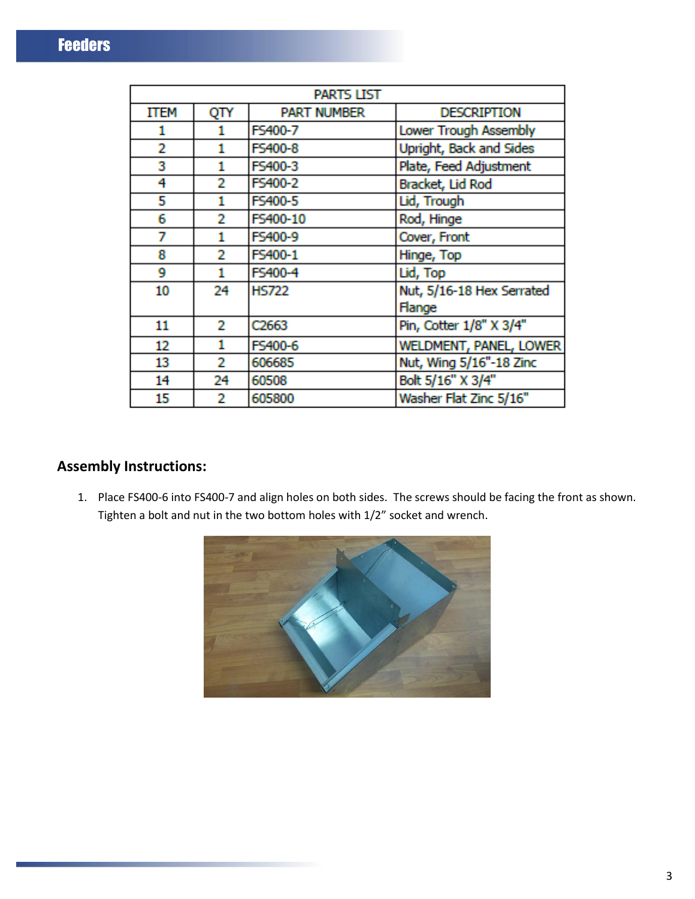| PARTS LIST | | | |
|---|---|---|---|
| ITEM | QTY | PART NUMBER | DESCRIPTION |
| 1 | 1 | FS400-7 | Lower Trough Assembly |
| 2 | 1 | FS400-8 | Upright, Back and Sides |
| 3 | 1 | FS400-3 | Plate, Feed Adjustment |
| 4 | 2 | FS400-2 | Bracket, Lid Rod |
| 5 | 1 | FS400-5 | Lid, Trough |
| 6 | 2 | FS400-10 | Rod, Hinge |
| 7 | 1 | FS400-9 | Cover, Front |
| 8 | 2 | FS400-1 | Hinge, Top |
| 9 | 1 | FS400-4 | Lid, Top |
| 10 | 24 | HS722 | Nut, 5/16-18 Hex Serrated Flange |
| 11 | 2 | C2663 | Pin, Cotter 1/8" X 3/4" |
| 12 | 1 | FS400-6 | WELDMENT, PANEL, LOWER |
| 13 | 2 | 606685 | Nut, Wing 5/16"-18 Zinc |
| 14 | 24 | 60508 | Bolt 5/16" X 3/4" |
| 15 | 2 | 605800 | Washer Flat Zinc 5/16" |

## Assembly Instructions:

1. Place FS400-6 into FS400-7 and align holes on both sides. The screws should be facing the front as shown. Tighten a bolt and nut in the two bottom holes with 1/2" socket and wrench.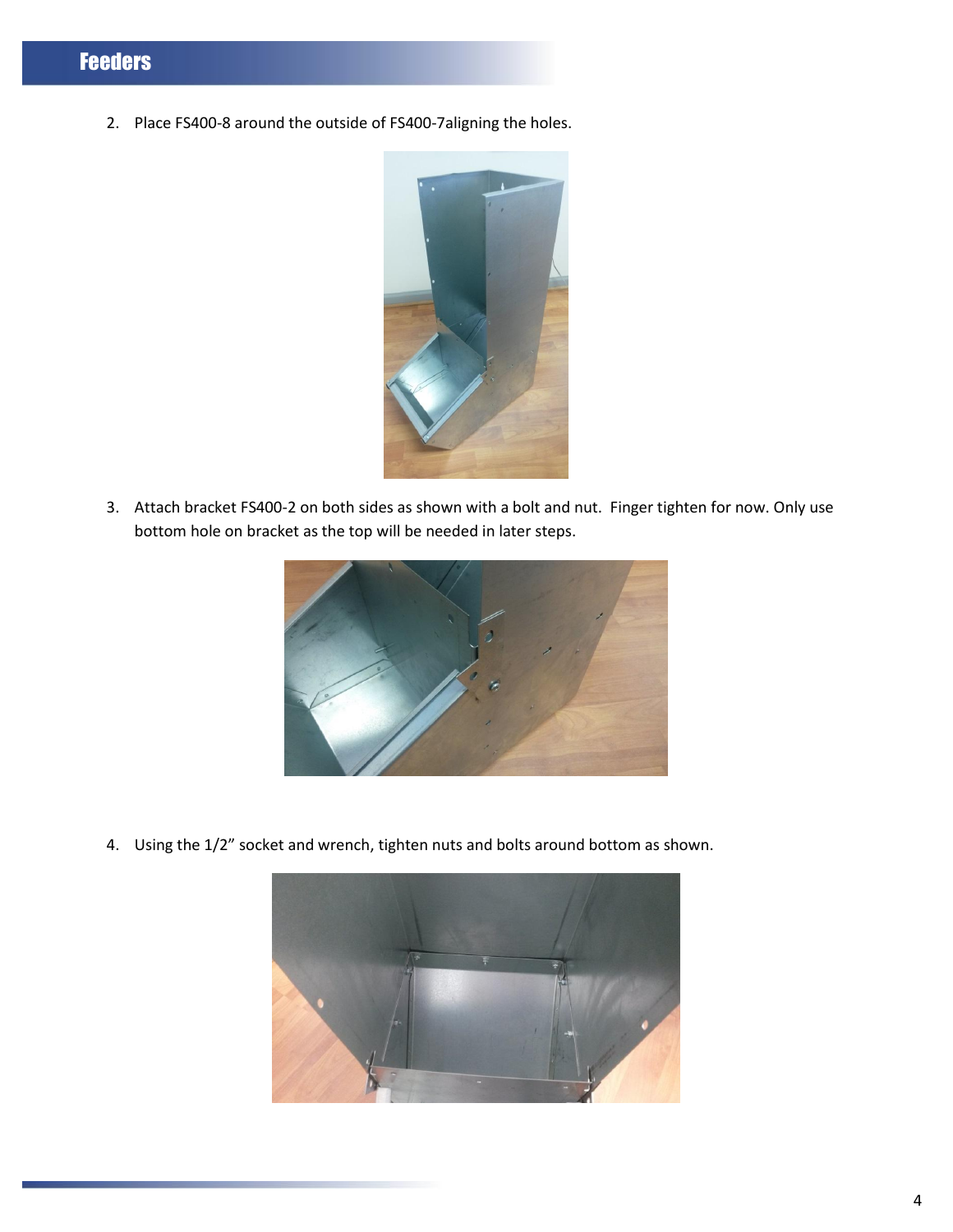2. Place FS400-8 around the outside of FS400-7aligning the holes.

3. Attach bracket FS400-2 on both sides as shown with a bolt and nut. Finger tighten for now. Only use bottom hole on bracket as the top will be needed in later steps.

4. Using the 1/2” socket and wrench, tighten nuts and bolts around bottom as shown.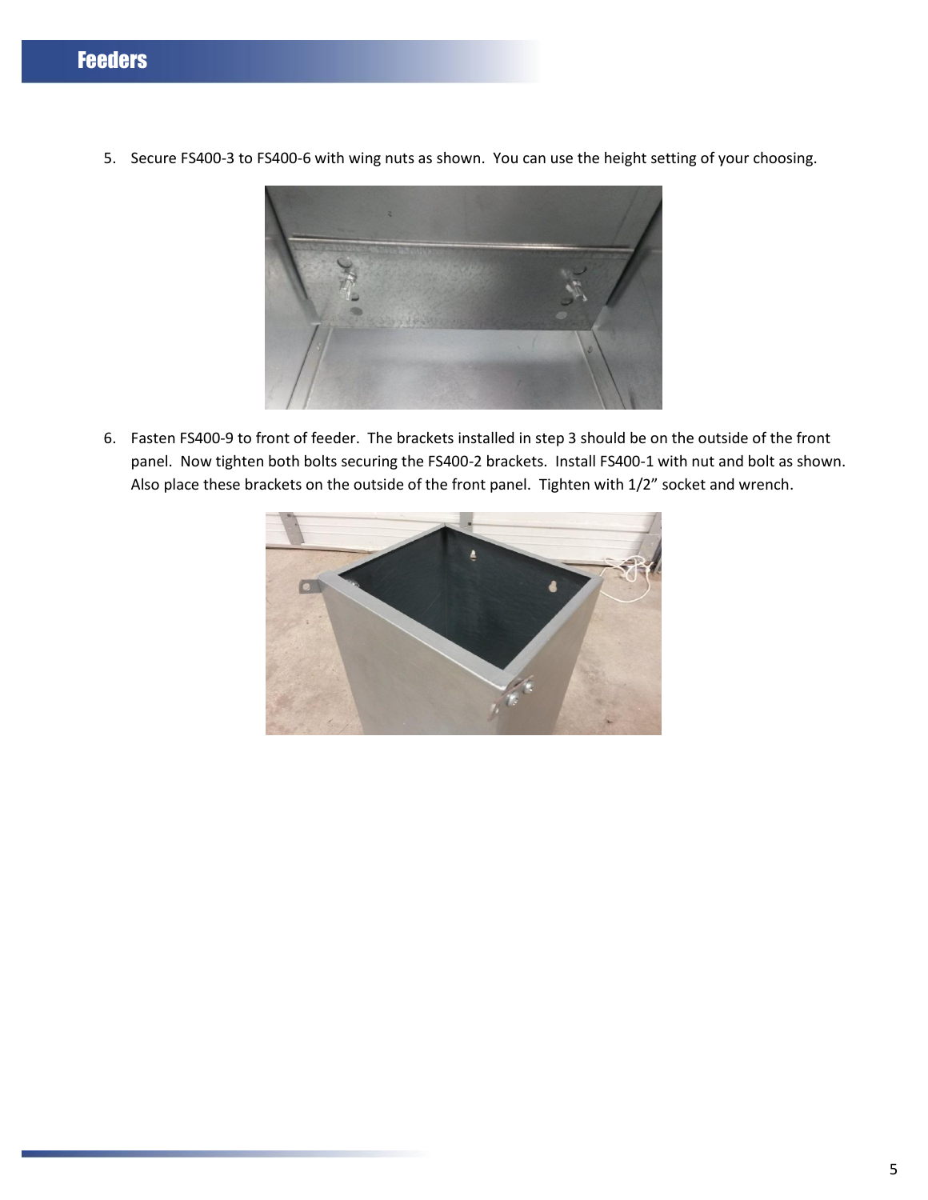5. Secure FS400-3 to FS400-6 with wing nuts as shown. You can use the height setting of your choosing.

6. Fasten FS400-9 to front of feeder. The brackets installed in step 3 should be on the outside of the front panel. Now tighten both bolts securing the FS400-2 brackets. Install FS400-1 with nut and bolt as shown. Also place these brackets on the outside of the front panel. Tighten with 1/2" socket and wrench.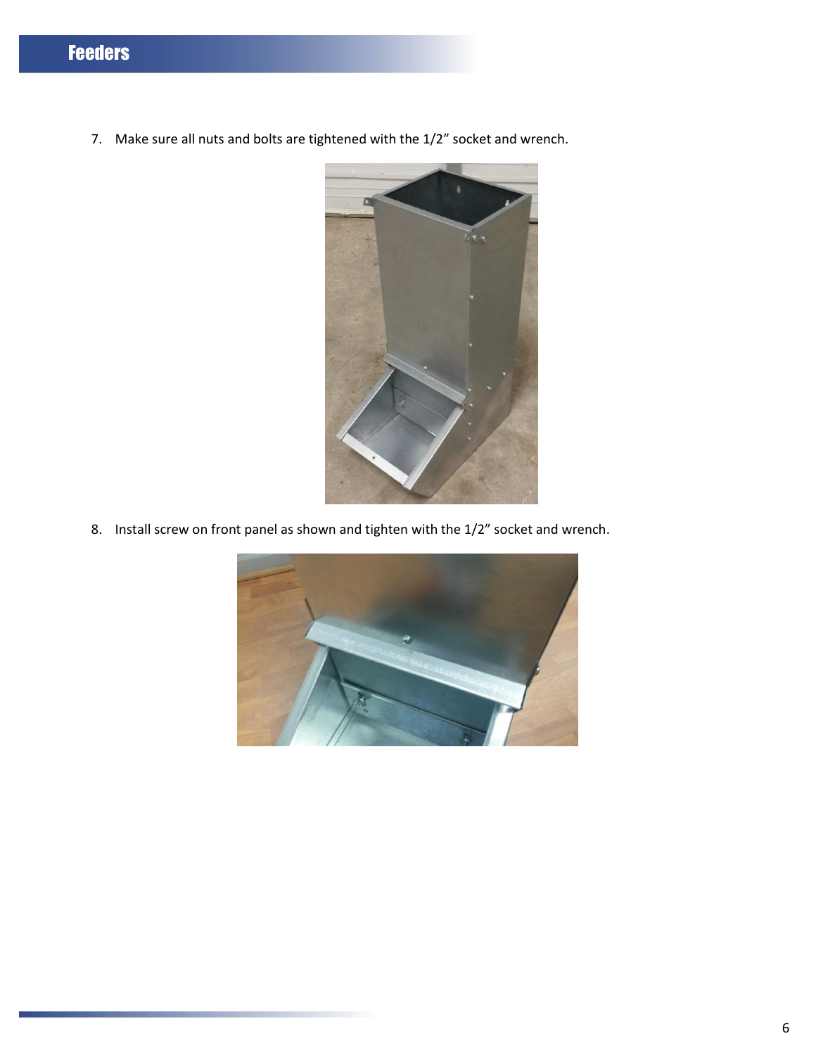7. Make sure all nuts and bolts are tightened with the 1/2” socket and wrench.

8. Install screw on front panel as shown and tighten with the 1/2” socket and wrench.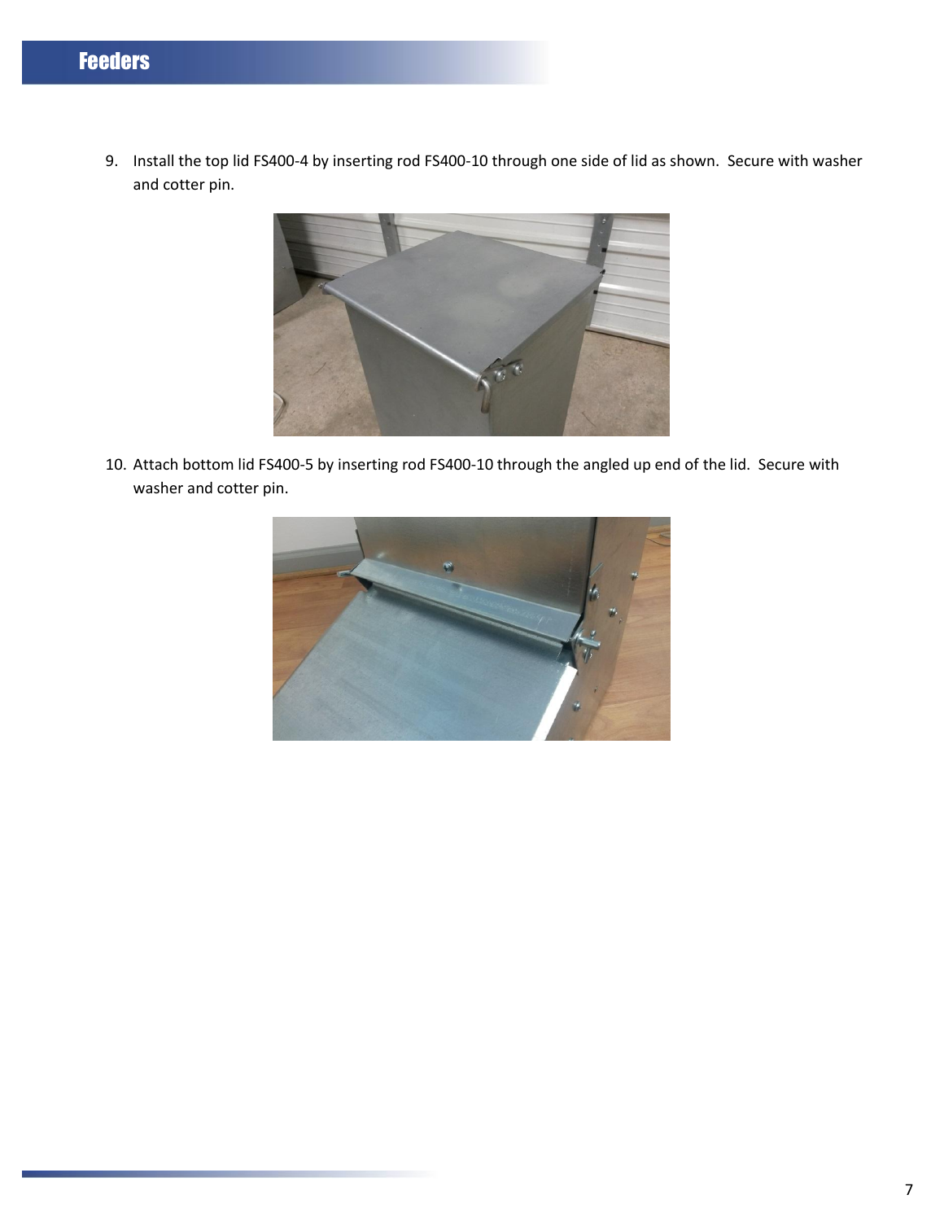9. Install the top lid FS400-4 by inserting rod FS400-10 through one side of lid as shown. Secure with washer and cotter pin.

10. Attach bottom lid FS400-5 by inserting rod FS400-10 through the angled up end of the lid. Secure with washer and cotter pin.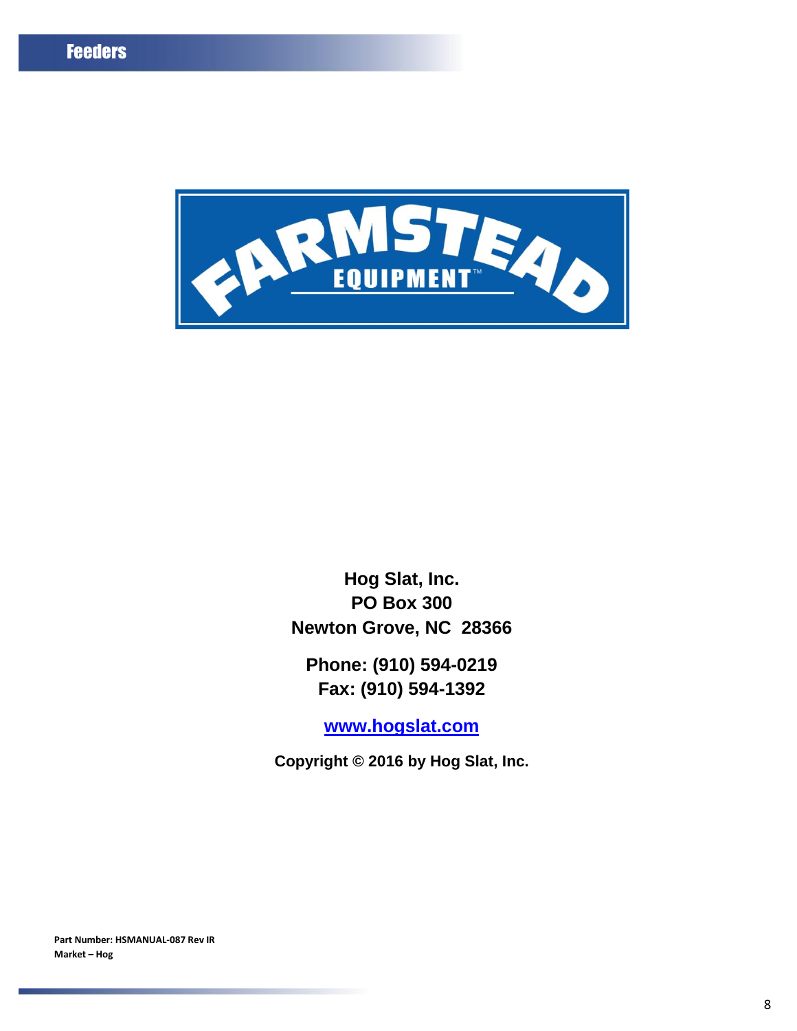FARMSTEAD EQUIPMENT™

**Hog Slat, Inc.**
**PO Box 300**
**Newton Grove, NC 28366**

**Phone: (910) 594-0219**
**Fax: (910) 594-1392**

**www.hogslat.com**

**Copyright © 2016 by Hog Slat, Inc.**

**Part Number: HSMANUAL-087 Rev IR**
**Market – Hog**